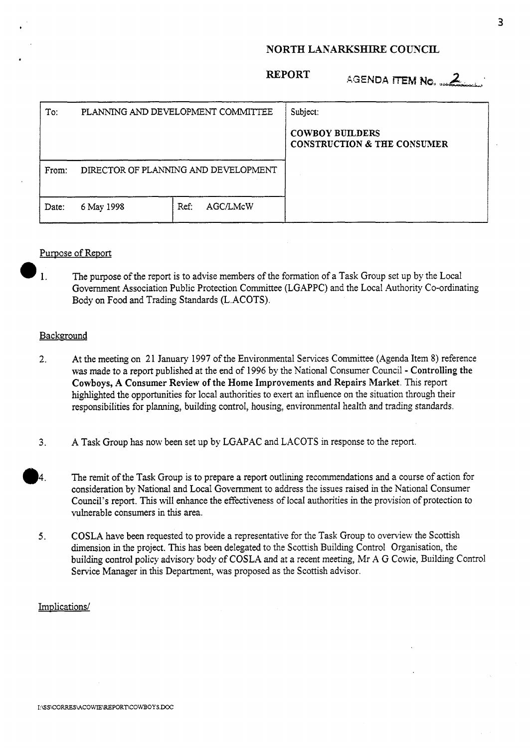# NORTH LANARKSHIRE COUNCIL

**REPORT** AGENDA ITEM No. 2

| To: PLANNING AND DEVELOPMENT COMMITTEE | | Subject: **COWBOY BUILDERS CONSTRUCTION & THE CONSUMER** |
|---|---|---|
| From: DIRECTOR OF PLANNING AND DEVELOPMENT | | |
| Date: 6 May 1998 | Ref: AGC/LMcW | |

## Purpose of Report

1. The purpose of the report is to advise members of the formation of a Task Group set up by the Local Government Association Public Protection Committee (LGAPPC) and the Local Authority Co-ordinating Body on Food and Trading Standards (L.ACOTS).

## Background

2. At the meeting on 21 January 1997 of the Environmental Services Committee (Agenda Item 8) reference was made to a report published at the end of 1996 by the National Consumer Council - **Controlling the Cowboys, A Consumer Review of the Home Improvements and Repairs Market**. This report highlighted the opportunities for local authorities to exert an influence on the situation through their responsibilities for planning, building control, housing, environmental health and trading standards.

3. A Task Group has now been set up by LGAPAC and LACOTS in response to the report.

4. The remit of the Task Group is to prepare a report outlining recommendations and a course of action for consideration by National and Local Government to address the issues raised in the National Consumer Council's report. This will enhance the effectiveness of local authorities in the provision of protection to vulnerable consumers in this area.

5. COSLA have been requested to provide a representative for the Task Group to overview the Scottish dimension in the project. This has been delegated to the Scottish Building Control Organisation, the building control policy advisory body of COSLA and at a recent meeting, Mr A G Cowie, Building Control Service Manager in this Department, was proposed as the Scottish advisor.

Implications/

I:\SS\CORRES\ACOWIE\REPORT\COWBOYS.DOC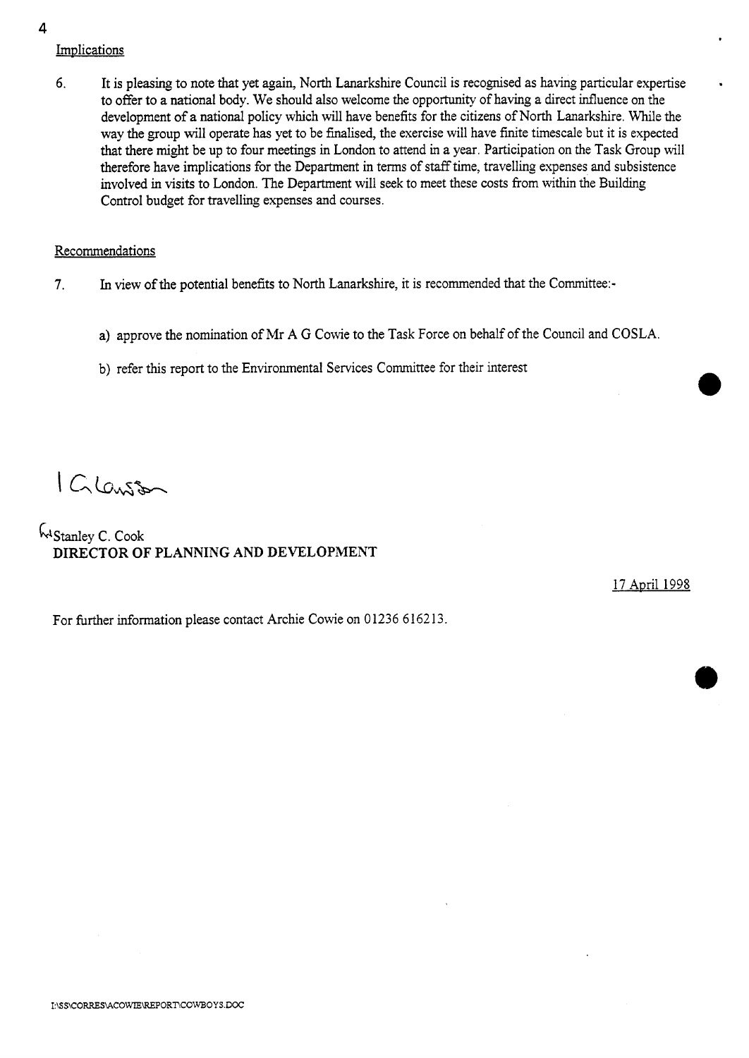Implications

6. It is pleasing to note that yet again, North Lanarkshire Council is recognised as having particular expertise to offer to a national body. We should also welcome the opportunity of having a direct influence on the development of a national policy which will have benefits for the citizens of North Lanarkshire. While the way the group will operate has yet to be finalised, the exercise will have finite timescale but it is expected that there might be up to four meetings in London to attend in a year. Participation on the Task Group will therefore have implications for the Department in terms of staff time, travelling expenses and subsistence involved in visits to London. The Department will seek to meet these costs from within the Building Control budget for travelling expenses and courses.

Recommendations

7. In view of the potential benefits to North Lanarkshire, it is recommended that the Committee:-

   a) approve the nomination of Mr A G Cowie to the Task Force on behalf of the Council and COSLA.

   b) refer this report to the Environmental Services Committee for their interest

I Glasson

Stanley C. Cook
**DIRECTOR OF PLANNING AND DEVELOPMENT**

17 April 1998

For further information please contact Archie Cowie on 01236 616213.

I:\SS\CORRES\ACOWIE\REPORT\COWBOYS.DOC